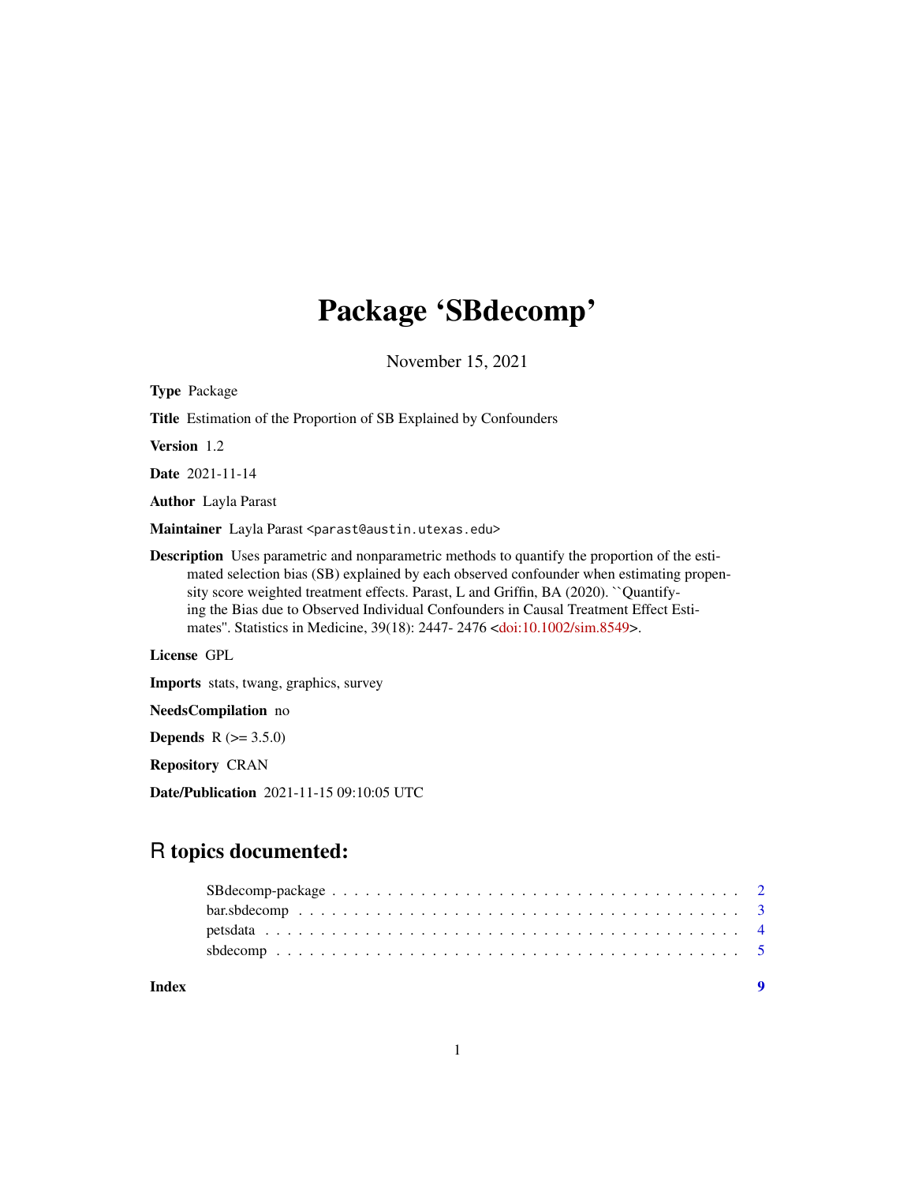# Package 'SBdecomp'

November 15, 2021

**Type** Package

**Title** Estimation of the Proportion of SB Explained by Confounders

**Version** 1.2

**Date** 2021-11-14

**Author** Layla Parast

**Maintainer** Layla Parast <parast@austin.utexas.edu>

**Description** Uses parametric and nonparametric methods to quantify the proportion of the estimated selection bias (SB) explained by each observed confounder when estimating propensity score weighted treatment effects. Parast, L and Griffin, BA (2020). ``Quantifying the Bias due to Observed Individual Confounders in Causal Treatment Effect Estimates''. Statistics in Medicine, 39(18): 2447- 2476 <doi:10.1002/sim.8549>.

**License** GPL

**Imports** stats, twang, graphics, survey

**NeedsCompilation** no

**Depends** R (>= 3.5.0)

**Repository** CRAN

**Date/Publication** 2021-11-15 09:10:05 UTC

## R topics documented:

- SBdecomp-package . . . . . . . . . . . . . . . . . . . . . . . . . . . . . . . . . . . 2
- bar.sbdecomp . . . . . . . . . . . . . . . . . . . . . . . . . . . . . . . . . . . . . . 3
- petsdata . . . . . . . . . . . . . . . . . . . . . . . . . . . . . . . . . . . . . . . . . 4
- sbdecomp . . . . . . . . . . . . . . . . . . . . . . . . . . . . . . . . . . . . . . . . 5

**Index** 9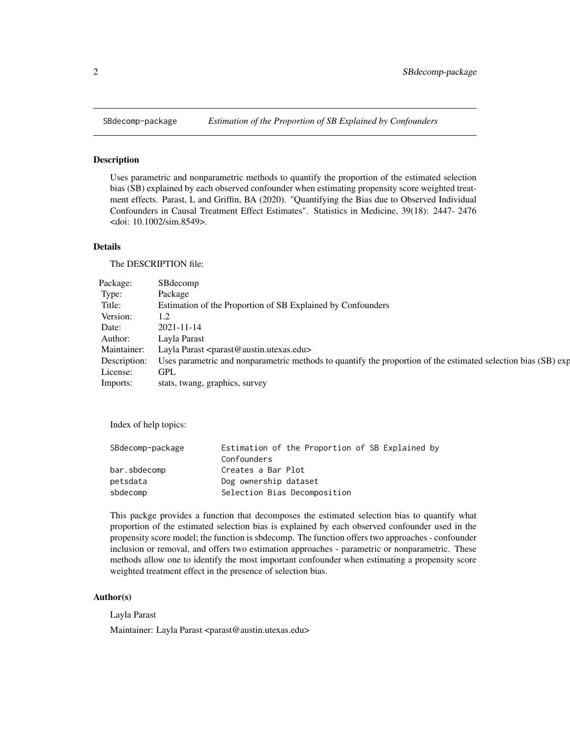SBdecomp-package *Estimation of the Proportion of SB Explained by Confounders*

## Description

Uses parametric and nonparametric methods to quantify the proportion of the estimated selection bias (SB) explained by each observed confounder when estimating propensity score weighted treatment effects. Parast, L and Griffin, BA (2020). "Quantifying the Bias due to Observed Individual Confounders in Causal Treatment Effect Estimates". Statistics in Medicine, 39(18): 2447- 2476 <doi: 10.1002/sim.8549>.

## Details

The DESCRIPTION file:

| | |
|---|---|
| Package: | SBdecomp |
| Type: | Package |
| Title: | Estimation of the Proportion of SB Explained by Confounders |
| Version: | 1.2 |
| Date: | 2021-11-14 |
| Author: | Layla Parast |
| Maintainer: | Layla Parast <parast@austin.utexas.edu> |
| Description: | Uses parametric and nonparametric methods to quantify the proportion of the estimated selection bias (SB) exp |
| License: | GPL |
| Imports: | stats, twang, graphics, survey |

Index of help topics:

```
SBdecomp-package        Estimation of the Proportion of SB Explained by
                        Confounders
bar.sbdecomp            Creates a Bar Plot
petsdata                Dog ownership dataset
sbdecomp                Selection Bias Decomposition
```

This packge provides a function that decomposes the estimated selection bias to quantify what proportion of the estimated selection bias is explained by each observed confounder used in the propensity score model; the function is sbdecomp. The function offers two approaches - confounder inclusion or removal, and offers two estimation approaches - parametric or nonparametric. These methods allow one to identify the most important confounder when estimating a propensity score weighted treatment effect in the presence of selection bias.

## Author(s)

Layla Parast

Maintainer: Layla Parast <parast@austin.utexas.edu>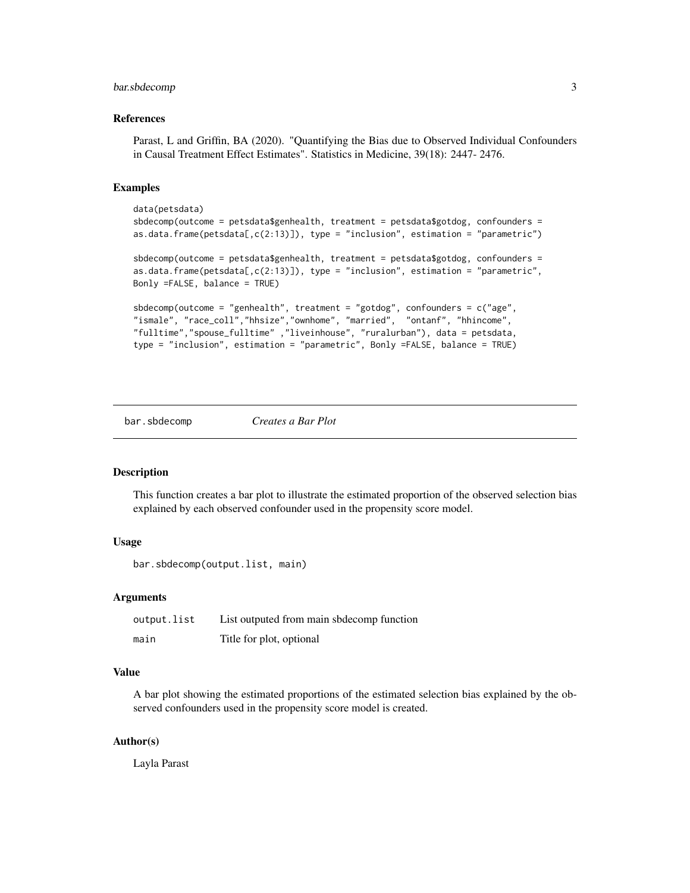### References

Parast, L and Griffin, BA (2020). "Quantifying the Bias due to Observed Individual Confounders in Causal Treatment Effect Estimates". Statistics in Medicine, 39(18): 2447- 2476.

### Examples

```
data(petsdata)
sbdecomp(outcome = petsdata$genhealth, treatment = petsdata$gotdog, confounders =
as.data.frame(petsdata[,c(2:13)]), type = "inclusion", estimation = "parametric")

sbdecomp(outcome = petsdata$genhealth, treatment = petsdata$gotdog, confounders =
as.data.frame(petsdata[,c(2:13)]), type = "inclusion", estimation = "parametric",
Bonly =FALSE, balance = TRUE)

sbdecomp(outcome = "genhealth", treatment = "gotdog", confounders = c("age",
"ismale", "race_coll","hhsize","ownhome", "married",  "ontanf", "hhincome",
"fulltime","spouse_fulltime" ,"liveinhouse", "ruralurban"), data = petsdata,
type = "inclusion", estimation = "parametric", Bonly =FALSE, balance = TRUE)
```

---

## bar.sbdecomp &nbsp;&nbsp;&nbsp;&nbsp; *Creates a Bar Plot*

### Description

This function creates a bar plot to illustrate the estimated proportion of the observed selection bias explained by each observed confounder used in the propensity score model.

### Usage

```
bar.sbdecomp(output.list, main)
```

### Arguments

| | |
|---|---|
| output.list | List outputed from main sbdecomp function |
| main | Title for plot, optional |

### Value

A bar plot showing the estimated proportions of the estimated selection bias explained by the observed confounders used in the propensity score model is created.

### Author(s)

Layla Parast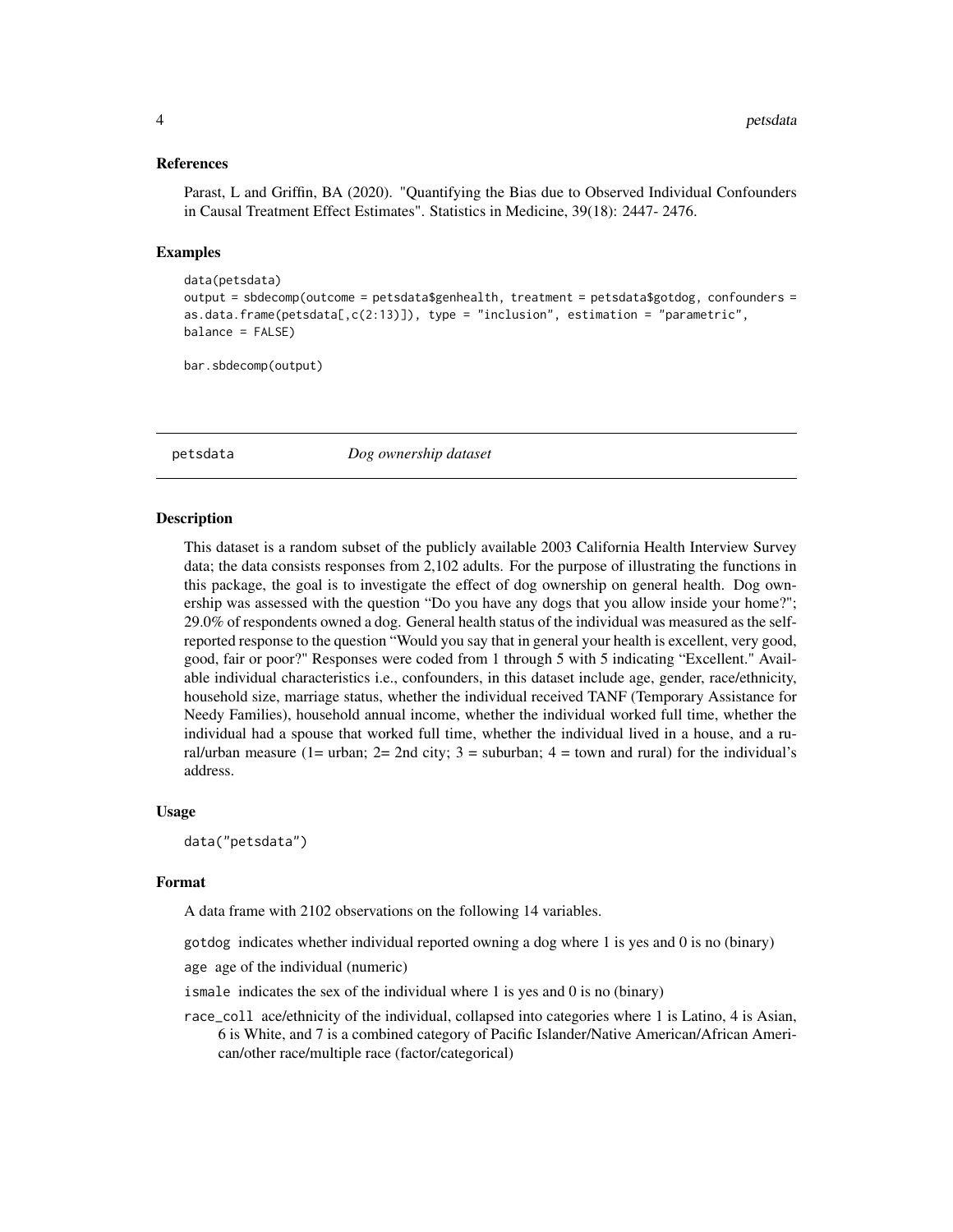### References

Parast, L and Griffin, BA (2020). "Quantifying the Bias due to Observed Individual Confounders in Causal Treatment Effect Estimates". Statistics in Medicine, 39(18): 2447- 2476.

### Examples

```
data(petsdata)
output = sbdecomp(outcome = petsdata$genhealth, treatment = petsdata$gotdog, confounders =
as.data.frame(petsdata[,c(2:13)]), type = "inclusion", estimation = "parametric",
balance = FALSE)

bar.sbdecomp(output)
```

---

## petsdata *Dog ownership dataset*

---

### Description

This dataset is a random subset of the publicly available 2003 California Health Interview Survey data; the data consists responses from 2,102 adults. For the purpose of illustrating the functions in this package, the goal is to investigate the effect of dog ownership on general health. Dog ownership was assessed with the question "Do you have any dogs that you allow inside your home?"; 29.0% of respondents owned a dog. General health status of the individual was measured as the self-reported response to the question "Would you say that in general your health is excellent, very good, good, fair or poor?" Responses were coded from 1 through 5 with 5 indicating "Excellent." Available individual characteristics i.e., confounders, in this dataset include age, gender, race/ethnicity, household size, marriage status, whether the individual received TANF (Temporary Assistance for Needy Families), household annual income, whether the individual worked full time, whether the individual had a spouse that worked full time, whether the individual lived in a house, and a rural/urban measure (1= urban; 2= 2nd city; 3 = suburban; 4 = town and rural) for the individual's address.

### Usage

```
data("petsdata")
```

### Format

A data frame with 2102 observations on the following 14 variables.

`gotdog` indicates whether individual reported owning a dog where 1 is yes and 0 is no (binary)

`age` age of the individual (numeric)

`ismale` indicates the sex of the individual where 1 is yes and 0 is no (binary)

`race_coll` ace/ethnicity of the individual, collapsed into categories where 1 is Latino, 4 is Asian, 6 is White, and 7 is a combined category of Pacific Islander/Native American/African American/other race/multiple race (factor/categorical)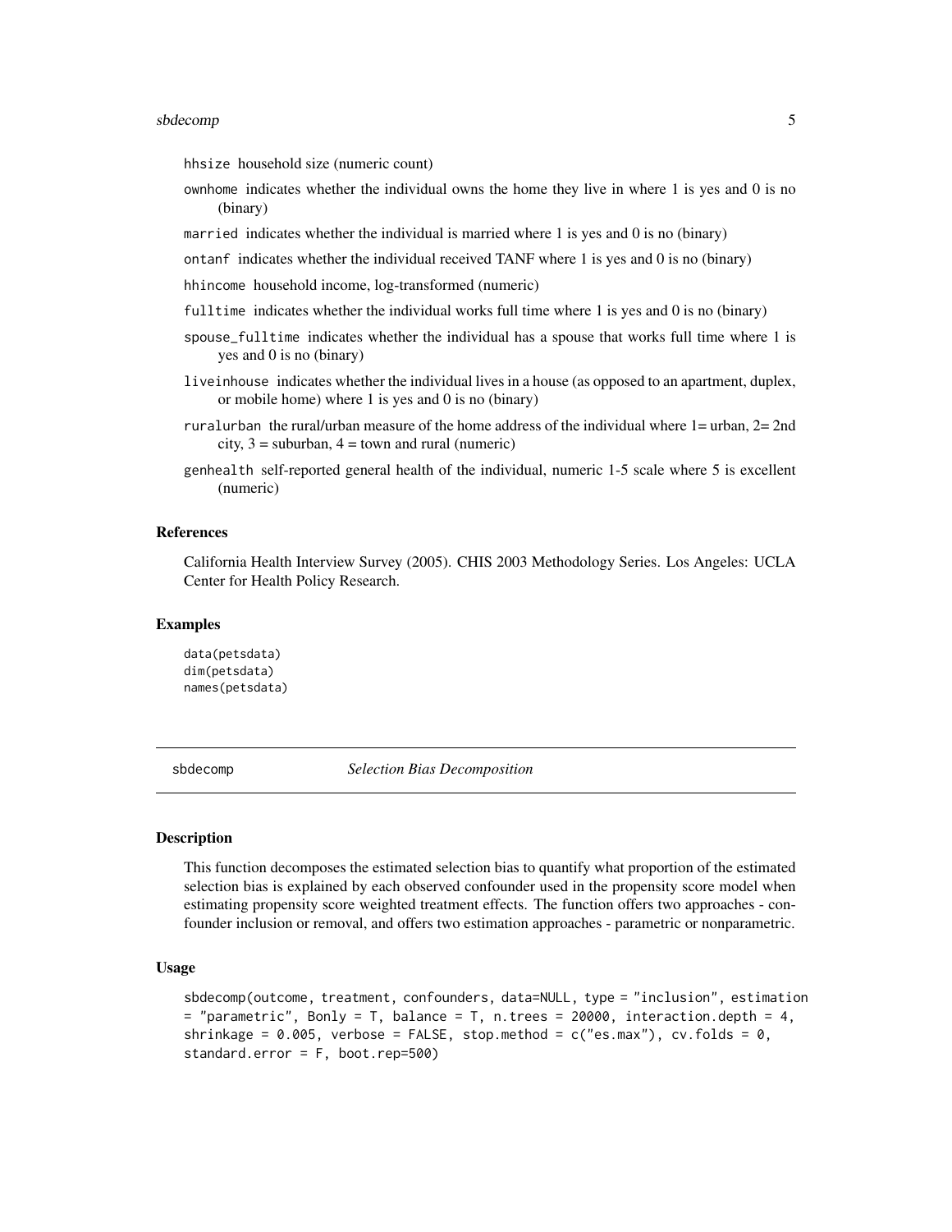hhsize household size (numeric count)

ownhome indicates whether the individual owns the home they live in where 1 is yes and 0 is no (binary)

married indicates whether the individual is married where 1 is yes and 0 is no (binary)

ontanf indicates whether the individual received TANF where 1 is yes and 0 is no (binary)

hhincome household income, log-transformed (numeric)

fulltime indicates whether the individual works full time where 1 is yes and 0 is no (binary)

spouse_fulltime indicates whether the individual has a spouse that works full time where 1 is yes and 0 is no (binary)

liveinhouse indicates whether the individual lives in a house (as opposed to an apartment, duplex, or mobile home) where 1 is yes and 0 is no (binary)

ruralurban the rural/urban measure of the home address of the individual where 1= urban, 2= 2nd city, 3 = suburban, 4 = town and rural (numeric)

genhealth self-reported general health of the individual, numeric 1-5 scale where 5 is excellent (numeric)

### References

California Health Interview Survey (2005). CHIS 2003 Methodology Series. Los Angeles: UCLA Center for Health Policy Research.

### Examples

```
data(petsdata)
dim(petsdata)
names(petsdata)
```

## sbdecomp — *Selection Bias Decomposition*

### Description

This function decomposes the estimated selection bias to quantify what proportion of the estimated selection bias is explained by each observed confounder used in the propensity score model when estimating propensity score weighted treatment effects. The function offers two approaches - confounder inclusion or removal, and offers two estimation approaches - parametric or nonparametric.

### Usage

```
sbdecomp(outcome, treatment, confounders, data=NULL, type = "inclusion", estimation
= "parametric", Bonly = T, balance = T, n.trees = 20000, interaction.depth = 4,
shrinkage = 0.005, verbose = FALSE, stop.method = c("es.max"), cv.folds = 0,
standard.error = F, boot.rep=500)
```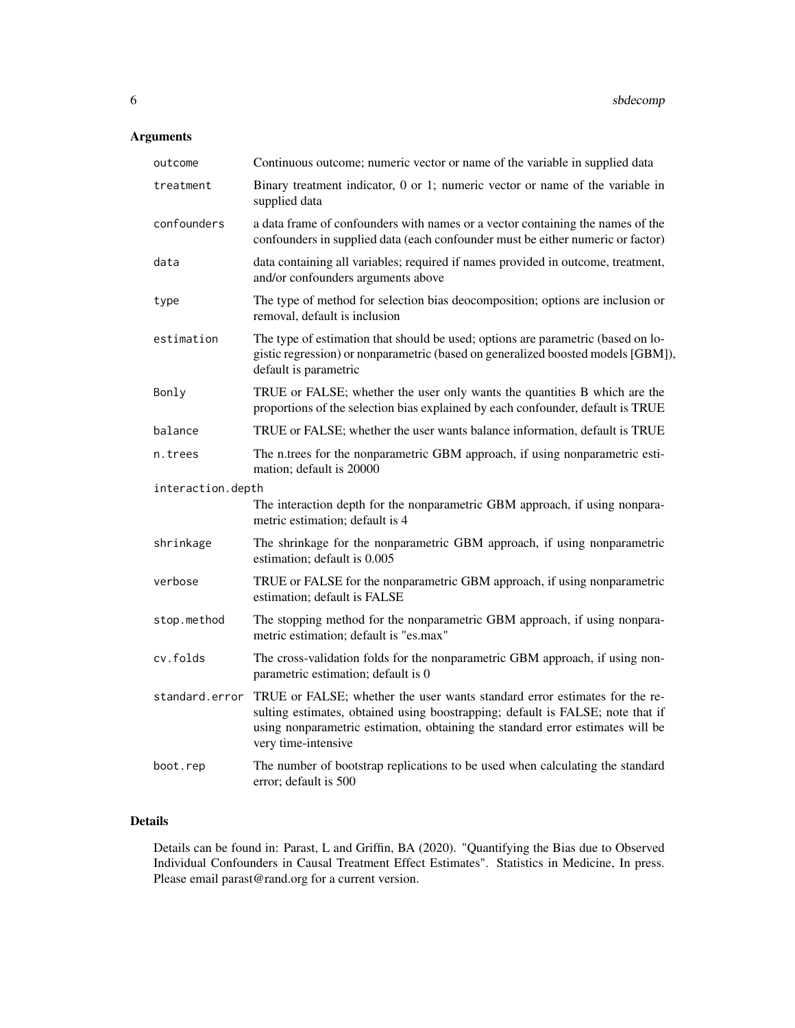## Arguments

| | |
|---|---|
| `outcome` | Continuous outcome; numeric vector or name of the variable in supplied data |
| `treatment` | Binary treatment indicator, 0 or 1; numeric vector or name of the variable in supplied data |
| `confounders` | a data frame of confounders with names or a vector containing the names of the confounders in supplied data (each confounder must be either numeric or factor) |
| `data` | data containing all variables; required if names provided in outcome, treatment, and/or confounders arguments above |
| `type` | The type of method for selection bias deocomposition; options are inclusion or removal, default is inclusion |
| `estimation` | The type of estimation that should be used; options are parametric (based on logistic regression) or nonparametric (based on generalized boosted models [GBM]), default is parametric |
| `Bonly` | TRUE or FALSE; whether the user only wants the quantities B which are the proportions of the selection bias explained by each confounder, default is TRUE |
| `balance` | TRUE or FALSE; whether the user wants balance information, default is TRUE |
| `n.trees` | The n.trees for the nonparametric GBM approach, if using nonparametric estimation; default is 20000 |
| `interaction.depth` | The interaction depth for the nonparametric GBM approach, if using nonparametric estimation; default is 4 |
| `shrinkage` | The shrinkage for the nonparametric GBM approach, if using nonparametric estimation; default is 0.005 |
| `verbose` | TRUE or FALSE for the nonparametric GBM approach, if using nonparametric estimation; default is FALSE |
| `stop.method` | The stopping method for the nonparametric GBM approach, if using nonparametric estimation; default is "es.max" |
| `cv.folds` | The cross-validation folds for the nonparametric GBM approach, if using nonparametric estimation; default is 0 |
| `standard.error` | TRUE or FALSE; whether the user wants standard error estimates for the resulting estimates, obtained using boostrapping; default is FALSE; note that if using nonparametric estimation, obtaining the standard error estimates will be very time-intensive |
| `boot.rep` | The number of bootstrap replications to be used when calculating the standard error; default is 500 |

## Details

Details can be found in: Parast, L and Griffin, BA (2020). "Quantifying the Bias due to Observed Individual Confounders in Causal Treatment Effect Estimates". Statistics in Medicine, In press. Please email parast@rand.org for a current version.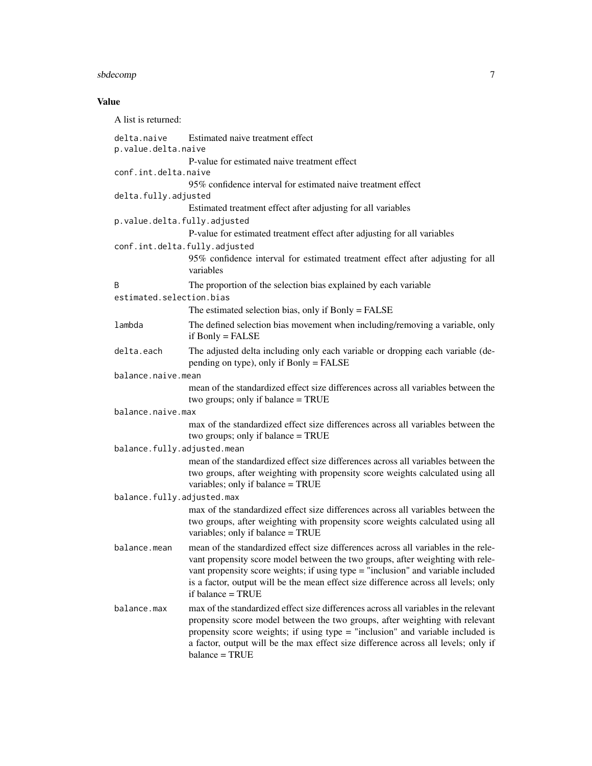## Value

A list is returned:

`delta.naive`
: Estimated naive treatment effect

`p.value.delta.naive`
: P-value for estimated naive treatment effect

`conf.int.delta.naive`
: 95% confidence interval for estimated naive treatment effect

`delta.fully.adjusted`
: Estimated treatment effect after adjusting for all variables

`p.value.delta.fully.adjusted`
: P-value for estimated treatment effect after adjusting for all variables

`conf.int.delta.fully.adjusted`
: 95% confidence interval for estimated treatment effect after adjusting for all variables

`B`
: The proportion of the selection bias explained by each variable

`estimated.selection.bias`
: The estimated selection bias, only if Bonly = FALSE

`lambda`
: The defined selection bias movement when including/removing a variable, only if Bonly = FALSE

`delta.each`
: The adjusted delta including only each variable or dropping each variable (depending on type), only if Bonly = FALSE

`balance.naive.mean`
: mean of the standardized effect size differences across all variables between the two groups; only if balance = TRUE

`balance.naive.max`
: max of the standardized effect size differences across all variables between the two groups; only if balance = TRUE

`balance.fully.adjusted.mean`
: mean of the standardized effect size differences across all variables between the two groups, after weighting with propensity score weights calculated using all variables; only if balance = TRUE

`balance.fully.adjusted.max`
: max of the standardized effect size differences across all variables between the two groups, after weighting with propensity score weights calculated using all variables; only if balance = TRUE

`balance.mean`
: mean of the standardized effect size differences across all variables in the relevant propensity score model between the two groups, after weighting with relevant propensity score weights; if using type = "inclusion" and variable included is a factor, output will be the mean effect size difference across all levels; only if balance = TRUE

`balance.max`
: max of the standardized effect size differences across all variables in the relevant propensity score model between the two groups, after weighting with relevant propensity score weights; if using type = "inclusion" and variable included is a factor, output will be the max effect size difference across all levels; only if balance = TRUE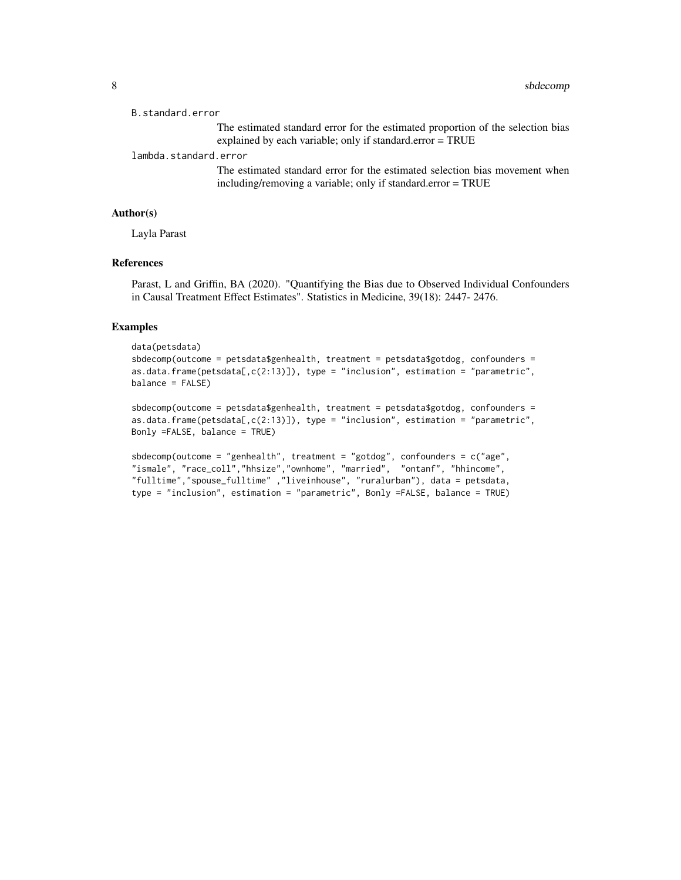B.standard.error
: The estimated standard error for the estimated proportion of the selection bias explained by each variable; only if standard.error = TRUE

lambda.standard.error
: The estimated standard error for the estimated selection bias movement when including/removing a variable; only if standard.error = TRUE

### Author(s)

Layla Parast

### References

Parast, L and Griffin, BA (2020). "Quantifying the Bias due to Observed Individual Confounders in Causal Treatment Effect Estimates". Statistics in Medicine, 39(18): 2447- 2476.

### Examples

```
data(petsdata)
sbdecomp(outcome = petsdata$genhealth, treatment = petsdata$gotdog, confounders =
as.data.frame(petsdata[,c(2:13)]), type = "inclusion", estimation = "parametric",
balance = FALSE)

sbdecomp(outcome = petsdata$genhealth, treatment = petsdata$gotdog, confounders =
as.data.frame(petsdata[,c(2:13)]), type = "inclusion", estimation = "parametric",
Bonly =FALSE, balance = TRUE)

sbdecomp(outcome = "genhealth", treatment = "gotdog", confounders = c("age",
"ismale", "race_coll","hhsize","ownhome", "married",  "ontanf", "hhincome",
"fulltime","spouse_fulltime" ,"liveinhouse", "ruralurban"), data = petsdata,
type = "inclusion", estimation = "parametric", Bonly =FALSE, balance = TRUE)
```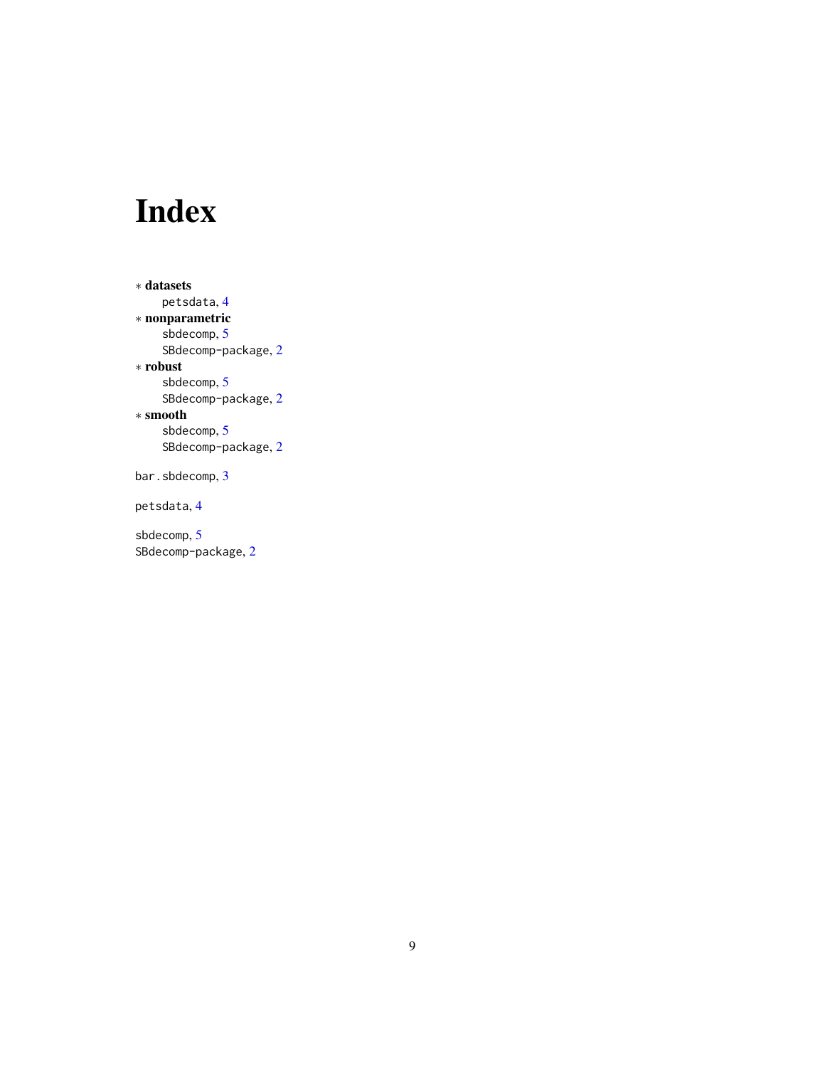# Index

∗ **datasets**
  petsdata, 4
∗ **nonparametric**
  sbdecomp, 5
  SBdecomp-package, 2
∗ **robust**
  sbdecomp, 5
  SBdecomp-package, 2
∗ **smooth**
  sbdecomp, 5
  SBdecomp-package, 2

bar.sbdecomp, 3

petsdata, 4

sbdecomp, 5
SBdecomp-package, 2